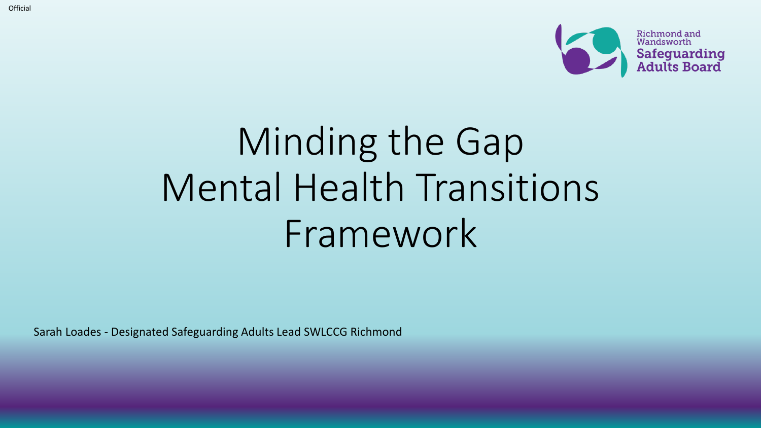Official

Richmond and Wandsworth Safeguarding Adults Board

# Minding the Gap Mental Health Transitions Framework

Sarah Loades - Designated Safeguarding Adults Lead SWLCCG Richmond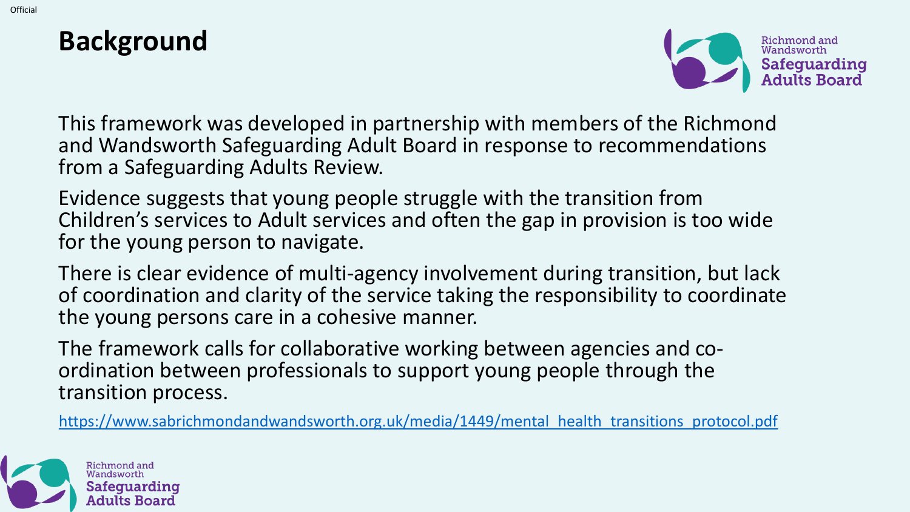# Background

This framework was developed in partnership with members of the Richmond and Wandsworth Safeguarding Adult Board in response to recommendations from a Safeguarding Adults Review.

Evidence suggests that young people struggle with the transition from Children's services to Adult services and often the gap in provision is too wide for the young person to navigate.

There is clear evidence of multi-agency involvement during transition, but lack of coordination and clarity of the service taking the responsibility to coordinate the young persons care in a cohesive manner.

The framework calls for collaborative working between agencies and co-ordination between professionals to support young people through the transition process.

https://www.sabrichmondandwandsworth.org.uk/media/1449/mental_health_transitions_protocol.pdf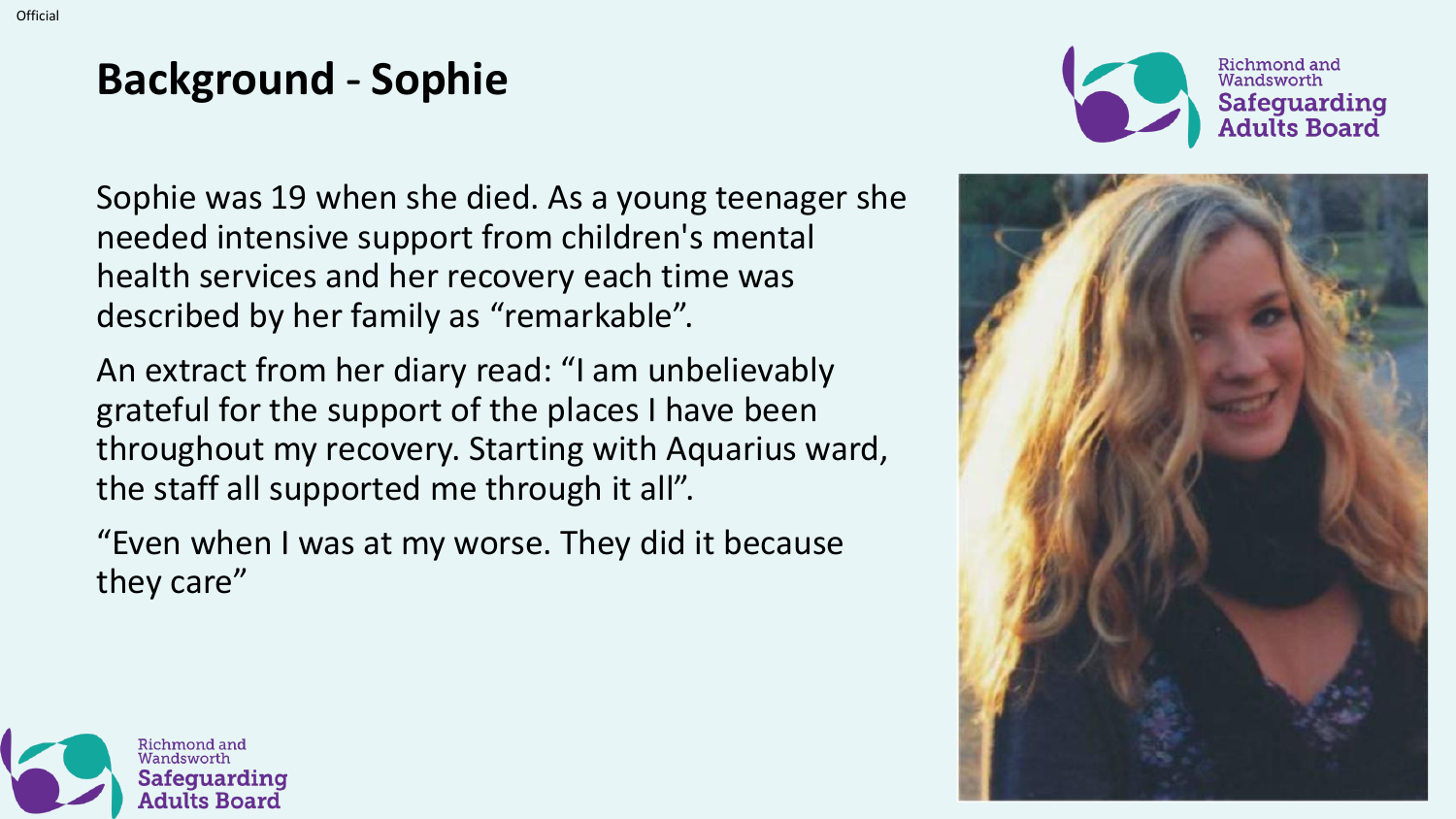# Background - Sophie

Sophie was 19 when she died. As a young teenager she needed intensive support from children's mental health services and her recovery each time was described by her family as "remarkable".

An extract from her diary read: "I am unbelievably grateful for the support of the places I have been throughout my recovery. Starting with Aquarius ward, the staff all supported me through it all".

"Even when I was at my worse. They did it because they care"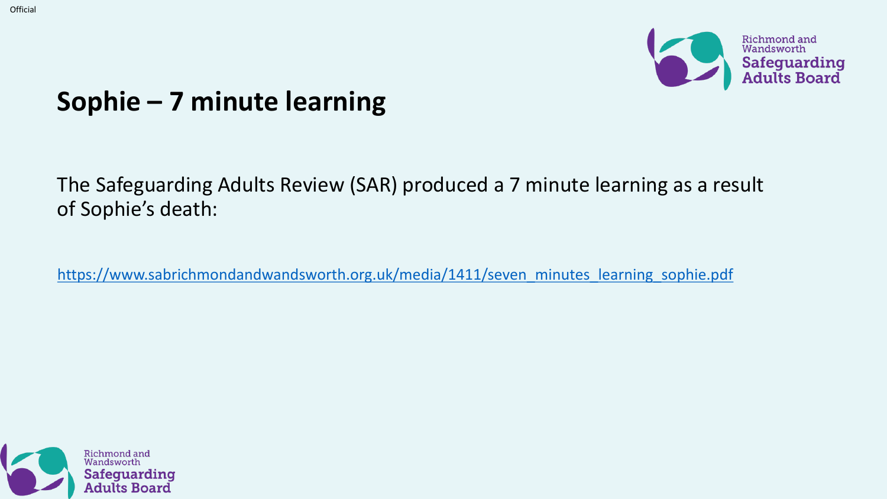# Sophie – 7 minute learning

The Safeguarding Adults Review (SAR) produced a 7 minute learning as a result of Sophie's death:

https://www.sabrichmondandwandsworth.org.uk/media/1411/seven_minutes_learning_sophie.pdf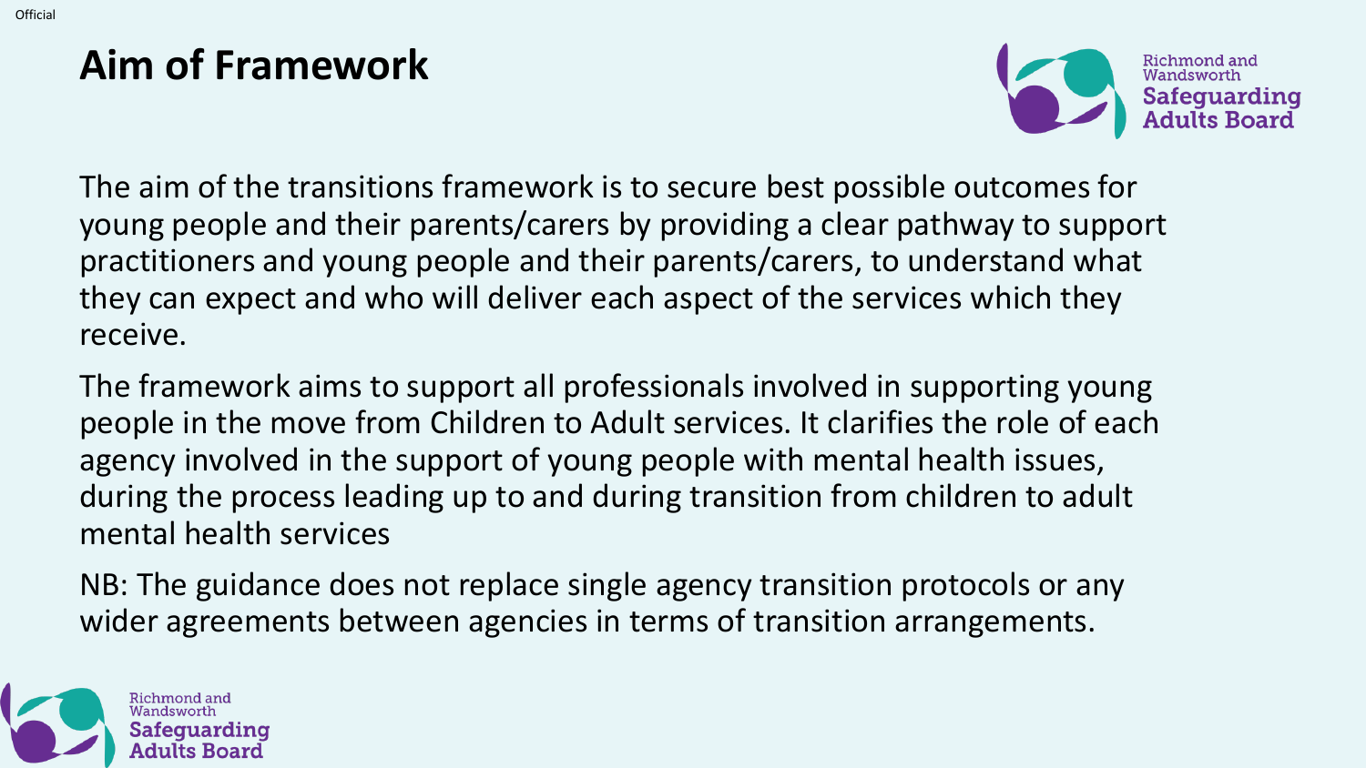# Aim of Framework

The aim of the transitions framework is to secure best possible outcomes for young people and their parents/carers by providing a clear pathway to support practitioners and young people and their parents/carers, to understand what they can expect and who will deliver each aspect of the services which they receive.

The framework aims to support all professionals involved in supporting young people in the move from Children to Adult services. It clarifies the role of each agency involved in the support of young people with mental health issues, during the process leading up to and during transition from children to adult mental health services

NB: The guidance does not replace single agency transition protocols or any wider agreements between agencies in terms of transition arrangements.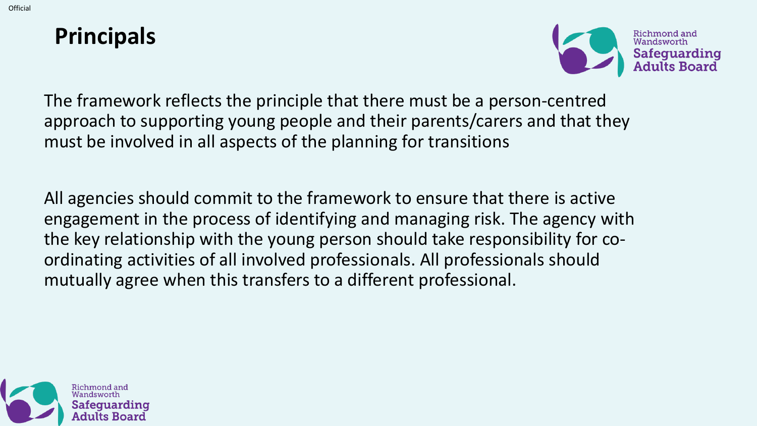# Principals

The framework reflects the principle that there must be a person-centred approach to supporting young people and their parents/carers and that they must be involved in all aspects of the planning for transitions

All agencies should commit to the framework to ensure that there is active engagement in the process of identifying and managing risk. The agency with the key relationship with the young person should take responsibility for co-ordinating activities of all involved professionals. All professionals should mutually agree when this transfers to a different professional.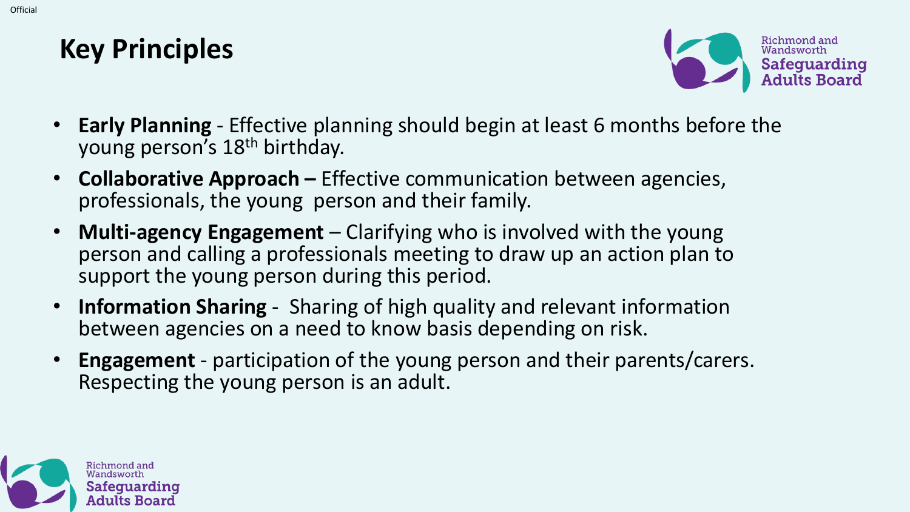# Key Principles

- **Early Planning** - Effective planning should begin at least 6 months before the young person's 18th birthday.
- **Collaborative Approach –** Effective communication between agencies, professionals, the young person and their family.
- **Multi-agency Engagement** – Clarifying who is involved with the young person and calling a professionals meeting to draw up an action plan to support the young person during this period.
- **Information Sharing** - Sharing of high quality and relevant information between agencies on a need to know basis depending on risk.
- **Engagement** - participation of the young person and their parents/carers. Respecting the young person is an adult.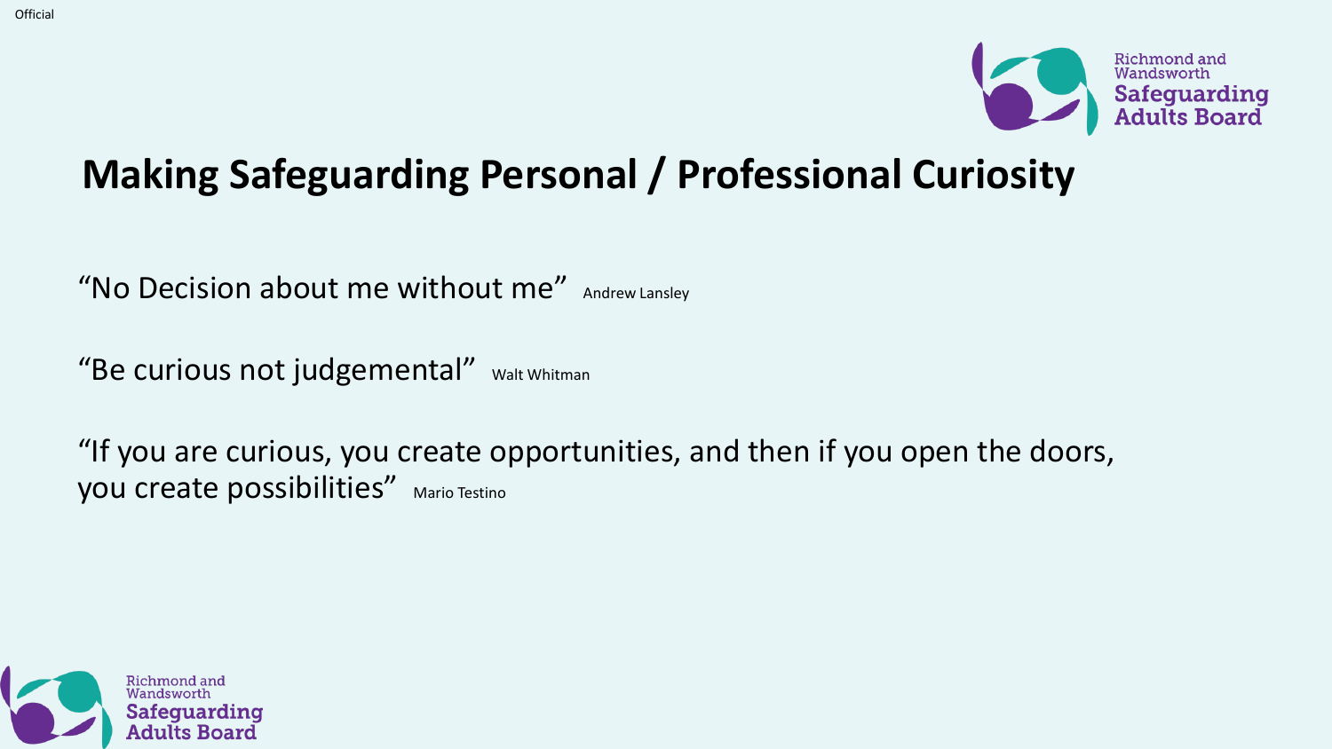# Making Safeguarding Personal / Professional Curiosity

"No Decision about me without me" Andrew Lansley

"Be curious not judgemental" Walt Whitman

"If you are curious, you create opportunities, and then if you open the doors, you create possibilities" Mario Testino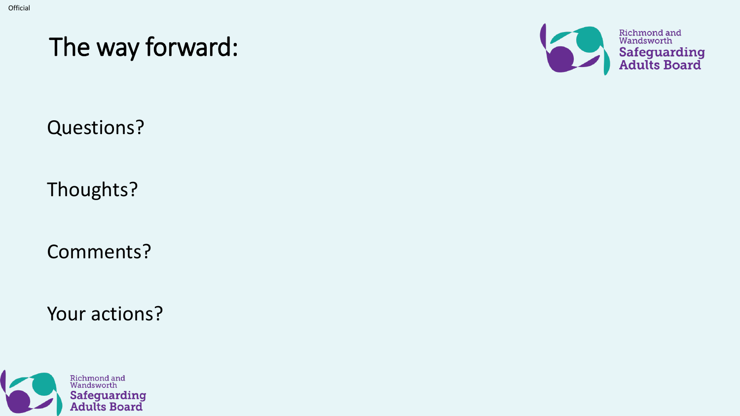# The way forward:

Questions?

Thoughts?

Comments?

Your actions?